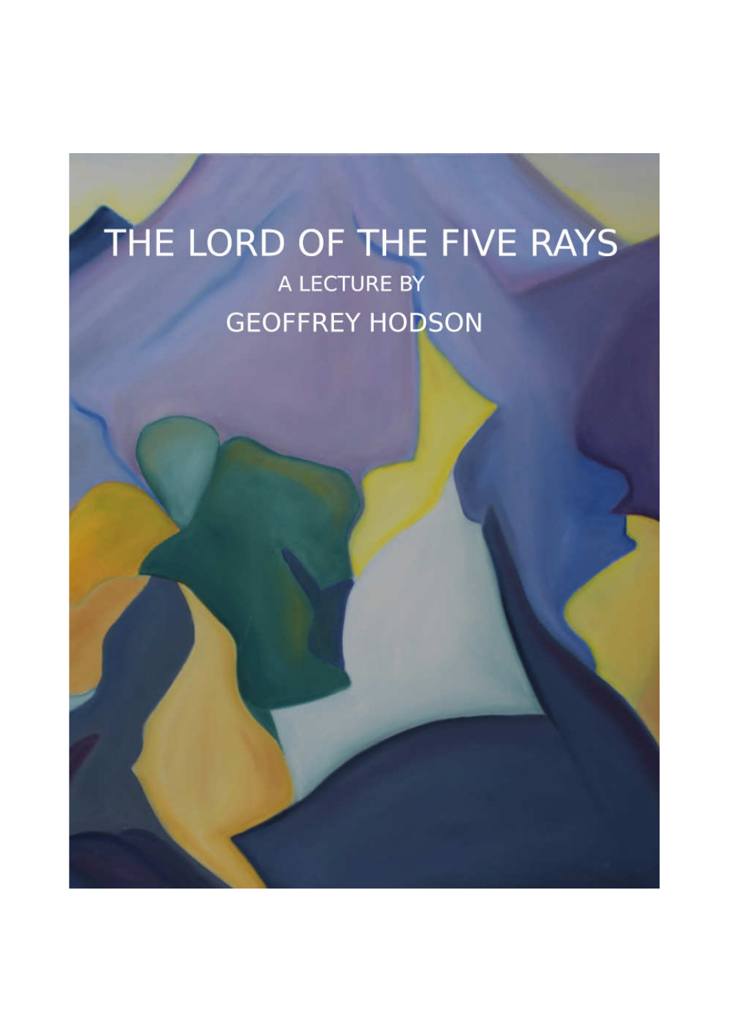# THE LORD OF THE FIVE RAYS

A LECTURE BY

GEOFFREY HODSON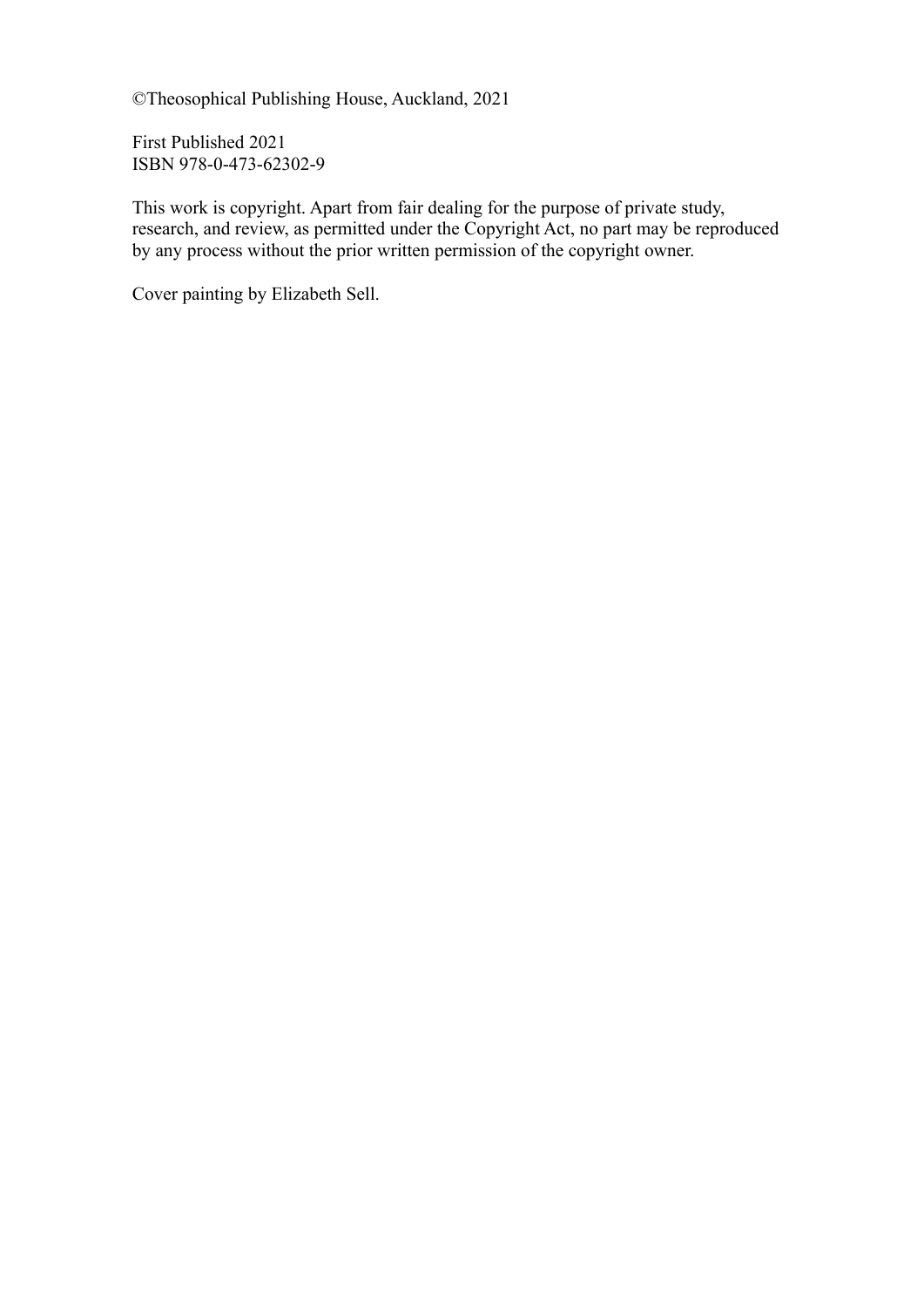©Theosophical Publishing House, Auckland, 2021

First Published 2021
ISBN 978-0-473-62302-9

This work is copyright. Apart from fair dealing for the purpose of private study, research, and review, as permitted under the Copyright Act, no part may be reproduced by any process without the prior written permission of the copyright owner.

Cover painting by Elizabeth Sell.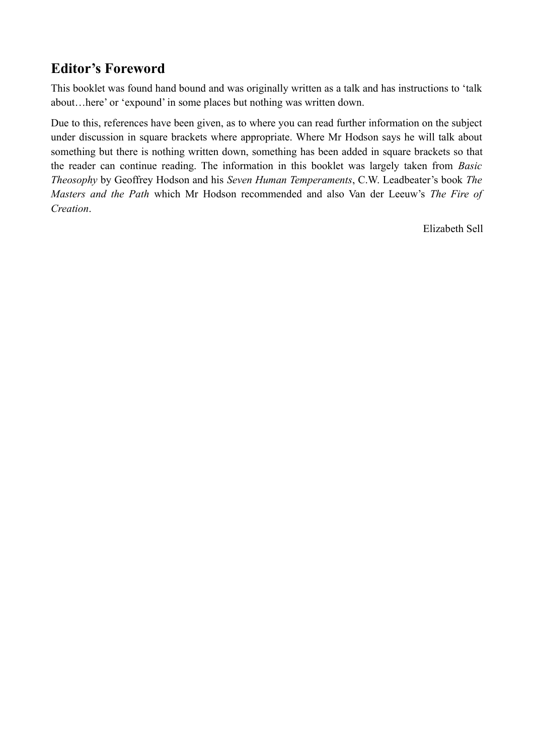## Editor's Foreword

This booklet was found hand bound and was originally written as a talk and has instructions to 'talk about…here' or 'expound' in some places but nothing was written down.

Due to this, references have been given, as to where you can read further information on the subject under discussion in square brackets where appropriate. Where Mr Hodson says he will talk about something but there is nothing written down, something has been added in square brackets so that the reader can continue reading. The information in this booklet was largely taken from *Basic Theosophy* by Geoffrey Hodson and his *Seven Human Temperaments*, C.W. Leadbeater's book *The Masters and the Path* which Mr Hodson recommended and also Van der Leeuw's *The Fire of Creation*.

Elizabeth Sell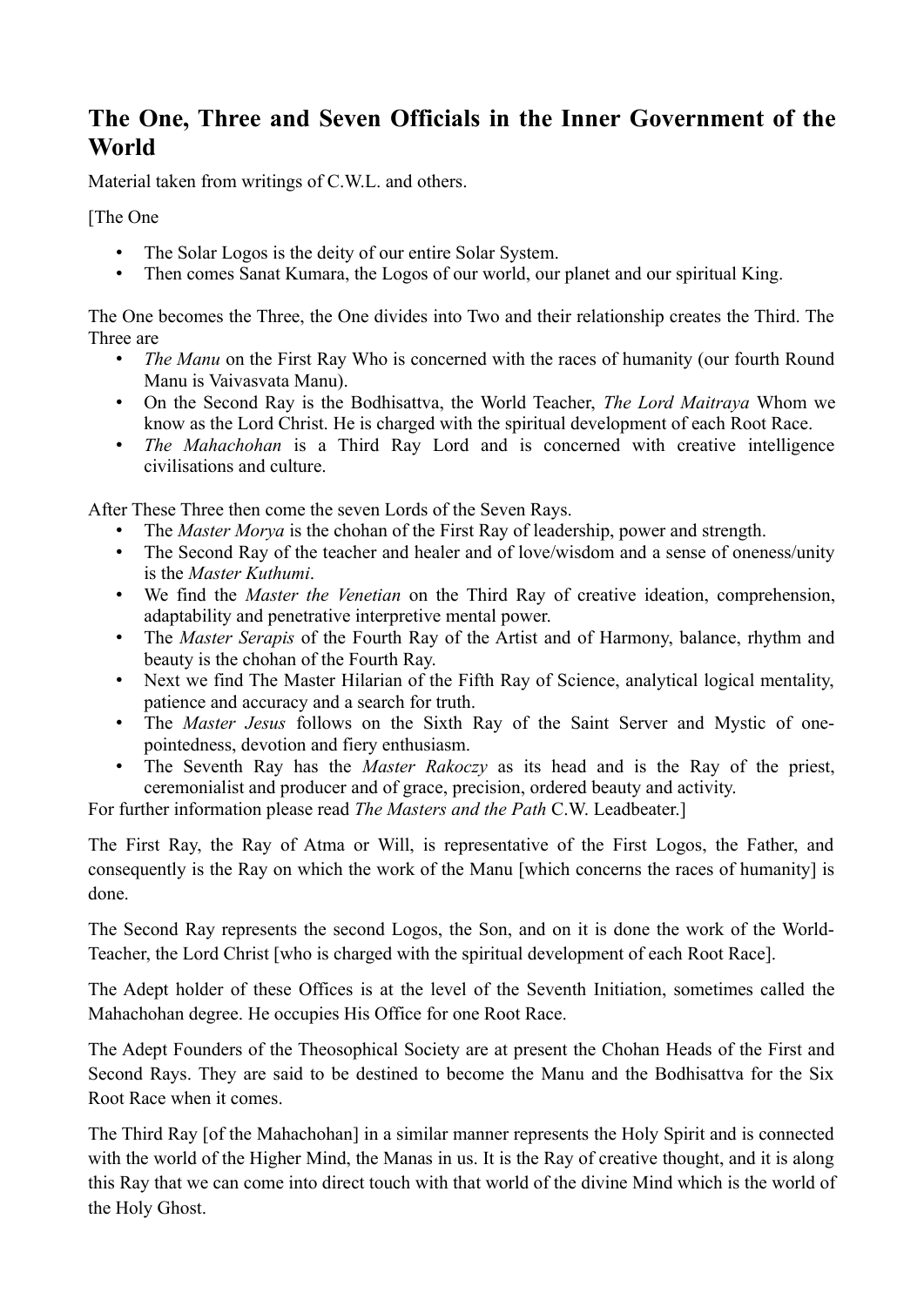## The One, Three and Seven Officials in the Inner Government of the World

Material taken from writings of C.W.L. and others.

[The One

- The Solar Logos is the deity of our entire Solar System.
- Then comes Sanat Kumara, the Logos of our world, our planet and our spiritual King.

The One becomes the Three, the One divides into Two and their relationship creates the Third. The Three are

- *The Manu* on the First Ray Who is concerned with the races of humanity (our fourth Round Manu is Vaivasvata Manu).
- On the Second Ray is the Bodhisattva, the World Teacher, *The Lord Maitraya* Whom we know as the Lord Christ. He is charged with the spiritual development of each Root Race.
- *The Mahachohan* is a Third Ray Lord and is concerned with creative intelligence civilisations and culture.

After These Three then come the seven Lords of the Seven Rays.

- The *Master Morya* is the chohan of the First Ray of leadership, power and strength.
- The Second Ray of the teacher and healer and of love/wisdom and a sense of oneness/unity is the *Master Kuthumi*.
- We find the *Master the Venetian* on the Third Ray of creative ideation, comprehension, adaptability and penetrative interpretive mental power.
- The *Master Serapis* of the Fourth Ray of the Artist and of Harmony, balance, rhythm and beauty is the chohan of the Fourth Ray.
- Next we find The Master Hilarian of the Fifth Ray of Science, analytical logical mentality, patience and accuracy and a search for truth.
- The *Master Jesus* follows on the Sixth Ray of the Saint Server and Mystic of one-pointedness, devotion and fiery enthusiasm.
- The Seventh Ray has the *Master Rakoczy* as its head and is the Ray of the priest, ceremonialist and producer and of grace, precision, ordered beauty and activity.

For further information please read *The Masters and the Path* C.W. Leadbeater.]

The First Ray, the Ray of Atma or Will, is representative of the First Logos, the Father, and consequently is the Ray on which the work of the Manu [which concerns the races of humanity] is done.

The Second Ray represents the second Logos, the Son, and on it is done the work of the World-Teacher, the Lord Christ [who is charged with the spiritual development of each Root Race].

The Adept holder of these Offices is at the level of the Seventh Initiation, sometimes called the Mahachohan degree. He occupies His Office for one Root Race.

The Adept Founders of the Theosophical Society are at present the Chohan Heads of the First and Second Rays. They are said to be destined to become the Manu and the Bodhisattva for the Six Root Race when it comes.

The Third Ray [of the Mahachohan] in a similar manner represents the Holy Spirit and is connected with the world of the Higher Mind, the Manas in us. It is the Ray of creative thought, and it is along this Ray that we can come into direct touch with that world of the divine Mind which is the world of the Holy Ghost.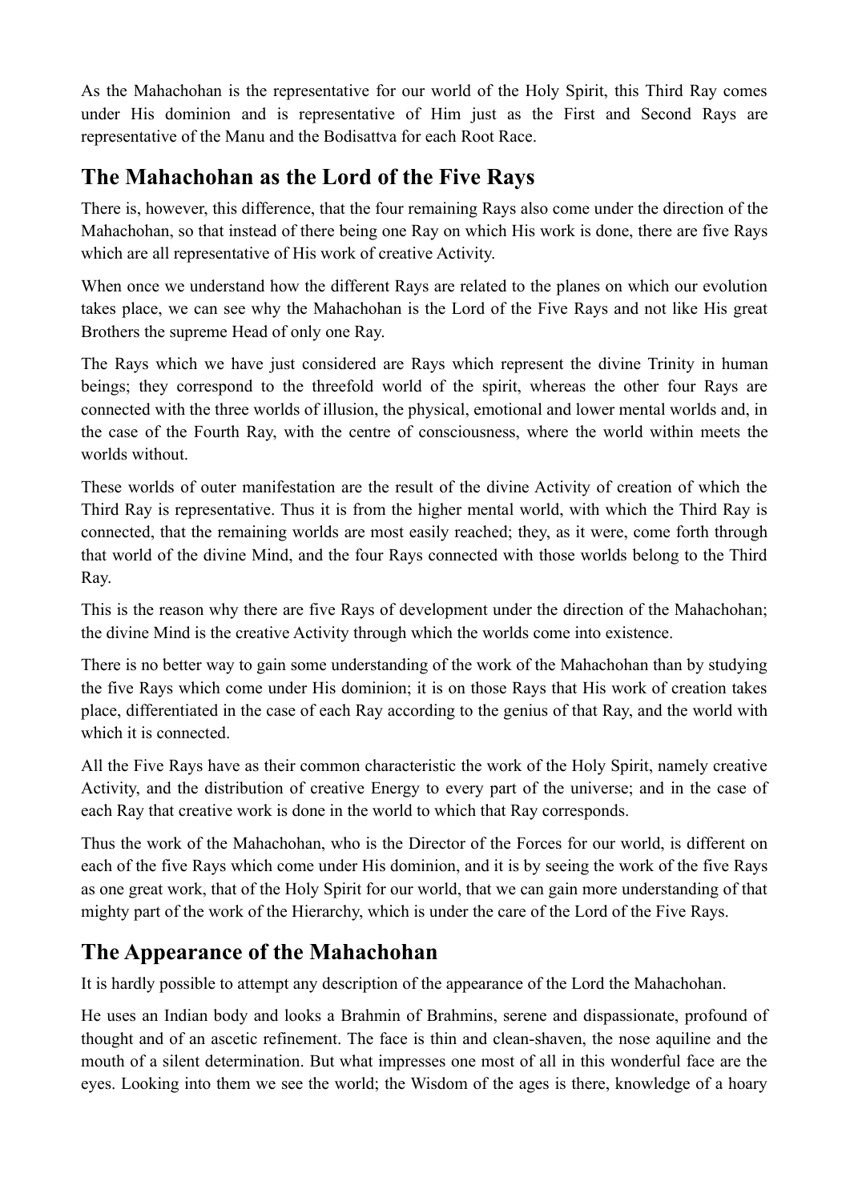As the Mahachohan is the representative for our world of the Holy Spirit, this Third Ray comes under His dominion and is representative of Him just as the First and Second Rays are representative of the Manu and the Bodisattva for each Root Race.

## The Mahachohan as the Lord of the Five Rays

There is, however, this difference, that the four remaining Rays also come under the direction of the Mahachohan, so that instead of there being one Ray on which His work is done, there are five Rays which are all representative of His work of creative Activity.

When once we understand how the different Rays are related to the planes on which our evolution takes place, we can see why the Mahachohan is the Lord of the Five Rays and not like His great Brothers the supreme Head of only one Ray.

The Rays which we have just considered are Rays which represent the divine Trinity in human beings; they correspond to the threefold world of the spirit, whereas the other four Rays are connected with the three worlds of illusion, the physical, emotional and lower mental worlds and, in the case of the Fourth Ray, with the centre of consciousness, where the world within meets the worlds without.

These worlds of outer manifestation are the result of the divine Activity of creation of which the Third Ray is representative. Thus it is from the higher mental world, with which the Third Ray is connected, that the remaining worlds are most easily reached; they, as it were, come forth through that world of the divine Mind, and the four Rays connected with those worlds belong to the Third Ray.

This is the reason why there are five Rays of development under the direction of the Mahachohan; the divine Mind is the creative Activity through which the worlds come into existence.

There is no better way to gain some understanding of the work of the Mahachohan than by studying the five Rays which come under His dominion; it is on those Rays that His work of creation takes place, differentiated in the case of each Ray according to the genius of that Ray, and the world with which it is connected.

All the Five Rays have as their common characteristic the work of the Holy Spirit, namely creative Activity, and the distribution of creative Energy to every part of the universe; and in the case of each Ray that creative work is done in the world to which that Ray corresponds.

Thus the work of the Mahachohan, who is the Director of the Forces for our world, is different on each of the five Rays which come under His dominion, and it is by seeing the work of the five Rays as one great work, that of the Holy Spirit for our world, that we can gain more understanding of that mighty part of the work of the Hierarchy, which is under the care of the Lord of the Five Rays.

## The Appearance of the Mahachohan

It is hardly possible to attempt any description of the appearance of the Lord the Mahachohan.

He uses an Indian body and looks a Brahmin of Brahmins, serene and dispassionate, profound of thought and of an ascetic refinement. The face is thin and clean-shaven, the nose aquiline and the mouth of a silent determination. But what impresses one most of all in this wonderful face are the eyes. Looking into them we see the world; the Wisdom of the ages is there, knowledge of a hoary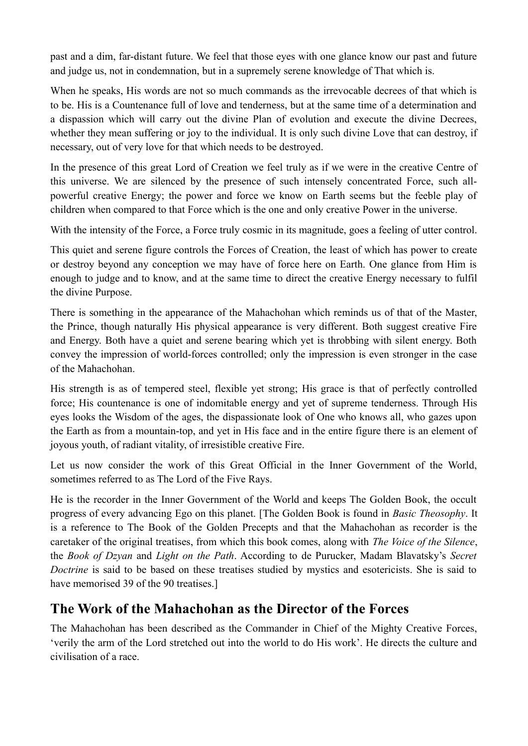past and a dim, far-distant future. We feel that those eyes with one glance know our past and future and judge us, not in condemnation, but in a supremely serene knowledge of That which is.

When he speaks, His words are not so much commands as the irrevocable decrees of that which is to be. His is a Countenance full of love and tenderness, but at the same time of a determination and a dispassion which will carry out the divine Plan of evolution and execute the divine Decrees, whether they mean suffering or joy to the individual. It is only such divine Love that can destroy, if necessary, out of very love for that which needs to be destroyed.

In the presence of this great Lord of Creation we feel truly as if we were in the creative Centre of this universe. We are silenced by the presence of such intensely concentrated Force, such all-powerful creative Energy; the power and force we know on Earth seems but the feeble play of children when compared to that Force which is the one and only creative Power in the universe.

With the intensity of the Force, a Force truly cosmic in its magnitude, goes a feeling of utter control.

This quiet and serene figure controls the Forces of Creation, the least of which has power to create or destroy beyond any conception we may have of force here on Earth. One glance from Him is enough to judge and to know, and at the same time to direct the creative Energy necessary to fulfil the divine Purpose.

There is something in the appearance of the Mahachohan which reminds us of that of the Master, the Prince, though naturally His physical appearance is very different. Both suggest creative Fire and Energy. Both have a quiet and serene bearing which yet is throbbing with silent energy. Both convey the impression of world-forces controlled; only the impression is even stronger in the case of the Mahachohan.

His strength is as of tempered steel, flexible yet strong; His grace is that of perfectly controlled force; His countenance is one of indomitable energy and yet of supreme tenderness. Through His eyes looks the Wisdom of the ages, the dispassionate look of One who knows all, who gazes upon the Earth as from a mountain-top, and yet in His face and in the entire figure there is an element of joyous youth, of radiant vitality, of irresistible creative Fire.

Let us now consider the work of this Great Official in the Inner Government of the World, sometimes referred to as The Lord of the Five Rays.

He is the recorder in the Inner Government of the World and keeps The Golden Book, the occult progress of every advancing Ego on this planet. [The Golden Book is found in *Basic Theosophy*. It is a reference to The Book of the Golden Precepts and that the Mahachohan as recorder is the caretaker of the original treatises, from which this book comes, along with *The Voice of the Silence*, the *Book of Dzyan* and *Light on the Path*. According to de Purucker, Madam Blavatsky's *Secret Doctrine* is said to be based on these treatises studied by mystics and esotericists. She is said to have memorised 39 of the 90 treatises.]

## The Work of the Mahachohan as the Director of the Forces

The Mahachohan has been described as the Commander in Chief of the Mighty Creative Forces, 'verily the arm of the Lord stretched out into the world to do His work'. He directs the culture and civilisation of a race.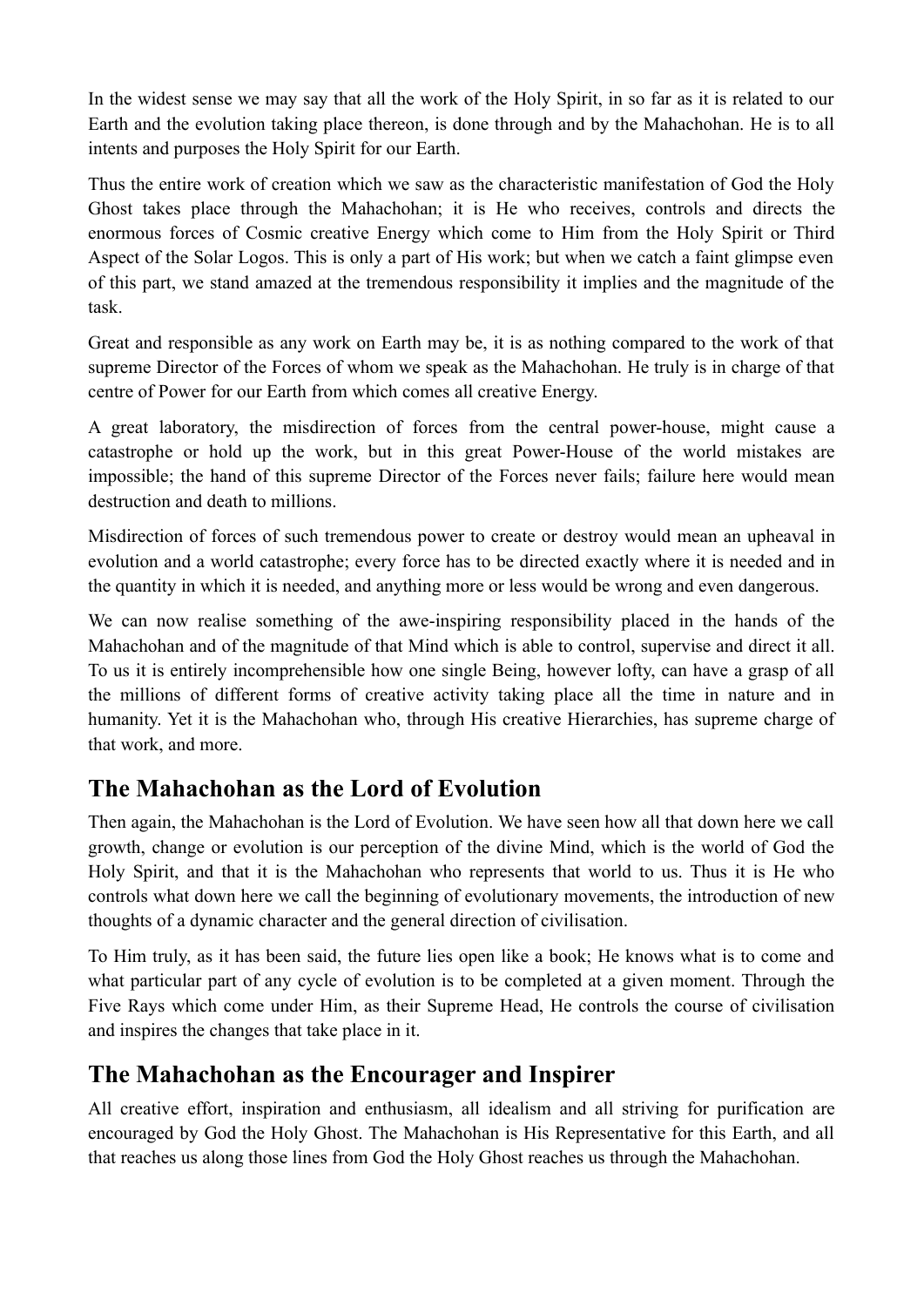In the widest sense we may say that all the work of the Holy Spirit, in so far as it is related to our Earth and the evolution taking place thereon, is done through and by the Mahachohan. He is to all intents and purposes the Holy Spirit for our Earth.

Thus the entire work of creation which we saw as the characteristic manifestation of God the Holy Ghost takes place through the Mahachohan; it is He who receives, controls and directs the enormous forces of Cosmic creative Energy which come to Him from the Holy Spirit or Third Aspect of the Solar Logos. This is only a part of His work; but when we catch a faint glimpse even of this part, we stand amazed at the tremendous responsibility it implies and the magnitude of the task.

Great and responsible as any work on Earth may be, it is as nothing compared to the work of that supreme Director of the Forces of whom we speak as the Mahachohan. He truly is in charge of that centre of Power for our Earth from which comes all creative Energy.

A great laboratory, the misdirection of forces from the central power-house, might cause a catastrophe or hold up the work, but in this great Power-House of the world mistakes are impossible; the hand of this supreme Director of the Forces never fails; failure here would mean destruction and death to millions.

Misdirection of forces of such tremendous power to create or destroy would mean an upheaval in evolution and a world catastrophe; every force has to be directed exactly where it is needed and in the quantity in which it is needed, and anything more or less would be wrong and even dangerous.

We can now realise something of the awe-inspiring responsibility placed in the hands of the Mahachohan and of the magnitude of that Mind which is able to control, supervise and direct it all. To us it is entirely incomprehensible how one single Being, however lofty, can have a grasp of all the millions of different forms of creative activity taking place all the time in nature and in humanity. Yet it is the Mahachohan who, through His creative Hierarchies, has supreme charge of that work, and more.

## The Mahachohan as the Lord of Evolution

Then again, the Mahachohan is the Lord of Evolution. We have seen how all that down here we call growth, change or evolution is our perception of the divine Mind, which is the world of God the Holy Spirit, and that it is the Mahachohan who represents that world to us. Thus it is He who controls what down here we call the beginning of evolutionary movements, the introduction of new thoughts of a dynamic character and the general direction of civilisation.

To Him truly, as it has been said, the future lies open like a book; He knows what is to come and what particular part of any cycle of evolution is to be completed at a given moment. Through the Five Rays which come under Him, as their Supreme Head, He controls the course of civilisation and inspires the changes that take place in it.

## The Mahachohan as the Encourager and Inspirer

All creative effort, inspiration and enthusiasm, all idealism and all striving for purification are encouraged by God the Holy Ghost. The Mahachohan is His Representative for this Earth, and all that reaches us along those lines from God the Holy Ghost reaches us through the Mahachohan.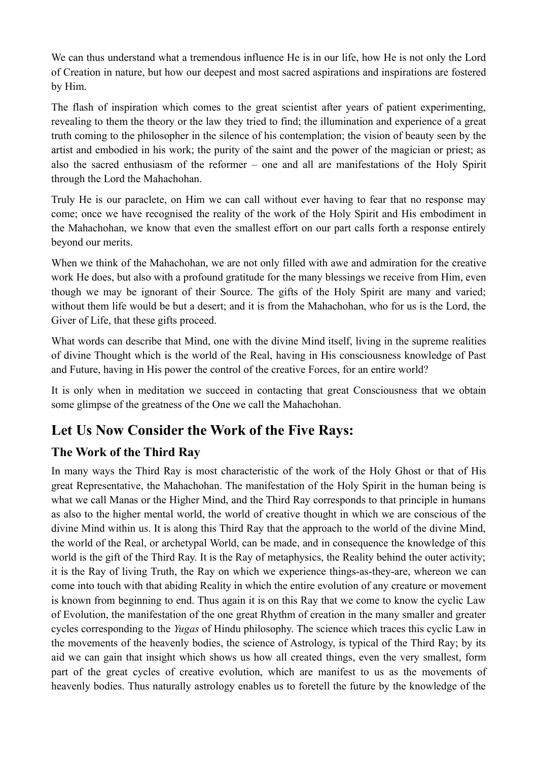We can thus understand what a tremendous influence He is in our life, how He is not only the Lord of Creation in nature, but how our deepest and most sacred aspirations and inspirations are fostered by Him.

The flash of inspiration which comes to the great scientist after years of patient experimenting, revealing to them the theory or the law they tried to find; the illumination and experience of a great truth coming to the philosopher in the silence of his contemplation; the vision of beauty seen by the artist and embodied in his work; the purity of the saint and the power of the magician or priest; as also the sacred enthusiasm of the reformer – one and all are manifestations of the Holy Spirit through the Lord the Mahachohan.

Truly He is our paraclete, on Him we can call without ever having to fear that no response may come; once we have recognised the reality of the work of the Holy Spirit and His embodiment in the Mahachohan, we know that even the smallest effort on our part calls forth a response entirely beyond our merits.

When we think of the Mahachohan, we are not only filled with awe and admiration for the creative work He does, but also with a profound gratitude for the many blessings we receive from Him, even though we may be ignorant of their Source. The gifts of the Holy Spirit are many and varied; without them life would be but a desert; and it is from the Mahachohan, who for us is the Lord, the Giver of Life, that these gifts proceed.

What words can describe that Mind, one with the divine Mind itself, living in the supreme realities of divine Thought which is the world of the Real, having in His consciousness knowledge of Past and Future, having in His power the control of the creative Forces, for an entire world?

It is only when in meditation we succeed in contacting that great Consciousness that we obtain some glimpse of the greatness of the One we call the Mahachohan.

## Let Us Now Consider the Work of the Five Rays:

### The Work of the Third Ray

In many ways the Third Ray is most characteristic of the work of the Holy Ghost or that of His great Representative, the Mahachohan. The manifestation of the Holy Spirit in the human being is what we call Manas or the Higher Mind, and the Third Ray corresponds to that principle in humans as also to the higher mental world, the world of creative thought in which we are conscious of the divine Mind within us. It is along this Third Ray that the approach to the world of the divine Mind, the world of the Real, or archetypal World, can be made, and in consequence the knowledge of this world is the gift of the Third Ray. It is the Ray of metaphysics, the Reality behind the outer activity; it is the Ray of living Truth, the Ray on which we experience things-as-they-are, whereon we can come into touch with that abiding Reality in which the entire evolution of any creature or movement is known from beginning to end. Thus again it is on this Ray that we come to know the cyclic Law of Evolution, the manifestation of the one great Rhythm of creation in the many smaller and greater cycles corresponding to the *Yugas* of Hindu philosophy. The science which traces this cyclic Law in the movements of the heavenly bodies, the science of Astrology, is typical of the Third Ray; by its aid we can gain that insight which shows us how all created things, even the very smallest, form part of the great cycles of creative evolution, which are manifest to us as the movements of heavenly bodies. Thus naturally astrology enables us to foretell the future by the knowledge of the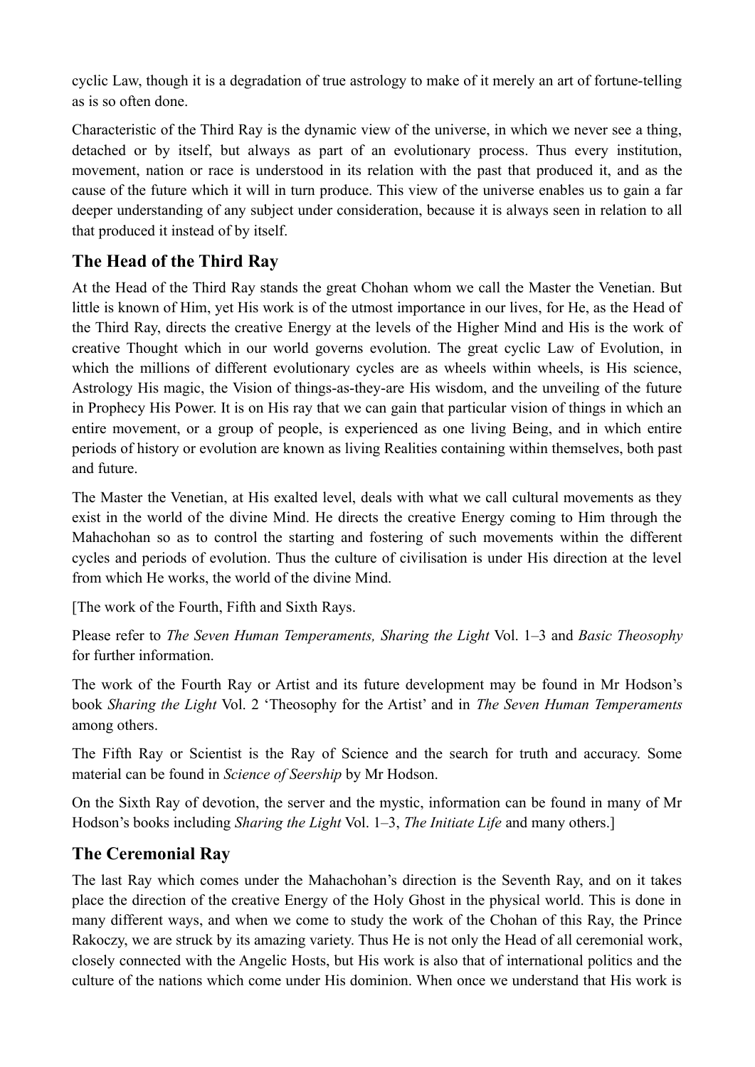cyclic Law, though it is a degradation of true astrology to make of it merely an art of fortune-telling as is so often done.

Characteristic of the Third Ray is the dynamic view of the universe, in which we never see a thing, detached or by itself, but always as part of an evolutionary process. Thus every institution, movement, nation or race is understood in its relation with the past that produced it, and as the cause of the future which it will in turn produce. This view of the universe enables us to gain a far deeper understanding of any subject under consideration, because it is always seen in relation to all that produced it instead of by itself.

## The Head of the Third Ray

At the Head of the Third Ray stands the great Chohan whom we call the Master the Venetian. But little is known of Him, yet His work is of the utmost importance in our lives, for He, as the Head of the Third Ray, directs the creative Energy at the levels of the Higher Mind and His is the work of creative Thought which in our world governs evolution. The great cyclic Law of Evolution, in which the millions of different evolutionary cycles are as wheels within wheels, is His science, Astrology His magic, the Vision of things-as-they-are His wisdom, and the unveiling of the future in Prophecy His Power. It is on His ray that we can gain that particular vision of things in which an entire movement, or a group of people, is experienced as one living Being, and in which entire periods of history or evolution are known as living Realities containing within themselves, both past and future.

The Master the Venetian, at His exalted level, deals with what we call cultural movements as they exist in the world of the divine Mind. He directs the creative Energy coming to Him through the Mahachohan so as to control the starting and fostering of such movements within the different cycles and periods of evolution. Thus the culture of civilisation is under His direction at the level from which He works, the world of the divine Mind.

[The work of the Fourth, Fifth and Sixth Rays.

Please refer to *The Seven Human Temperaments, Sharing the Light* Vol. 1–3 and *Basic Theosophy* for further information.

The work of the Fourth Ray or Artist and its future development may be found in Mr Hodson's book *Sharing the Light* Vol. 2 'Theosophy for the Artist' and in *The Seven Human Temperaments* among others.

The Fifth Ray or Scientist is the Ray of Science and the search for truth and accuracy. Some material can be found in *Science of Seership* by Mr Hodson.

On the Sixth Ray of devotion, the server and the mystic, information can be found in many of Mr Hodson's books including *Sharing the Light* Vol. 1–3, *The Initiate Life* and many others.]

## The Ceremonial Ray

The last Ray which comes under the Mahachohan's direction is the Seventh Ray, and on it takes place the direction of the creative Energy of the Holy Ghost in the physical world. This is done in many different ways, and when we come to study the work of the Chohan of this Ray, the Prince Rakoczy, we are struck by its amazing variety. Thus He is not only the Head of all ceremonial work, closely connected with the Angelic Hosts, but His work is also that of international politics and the culture of the nations which come under His dominion. When once we understand that His work is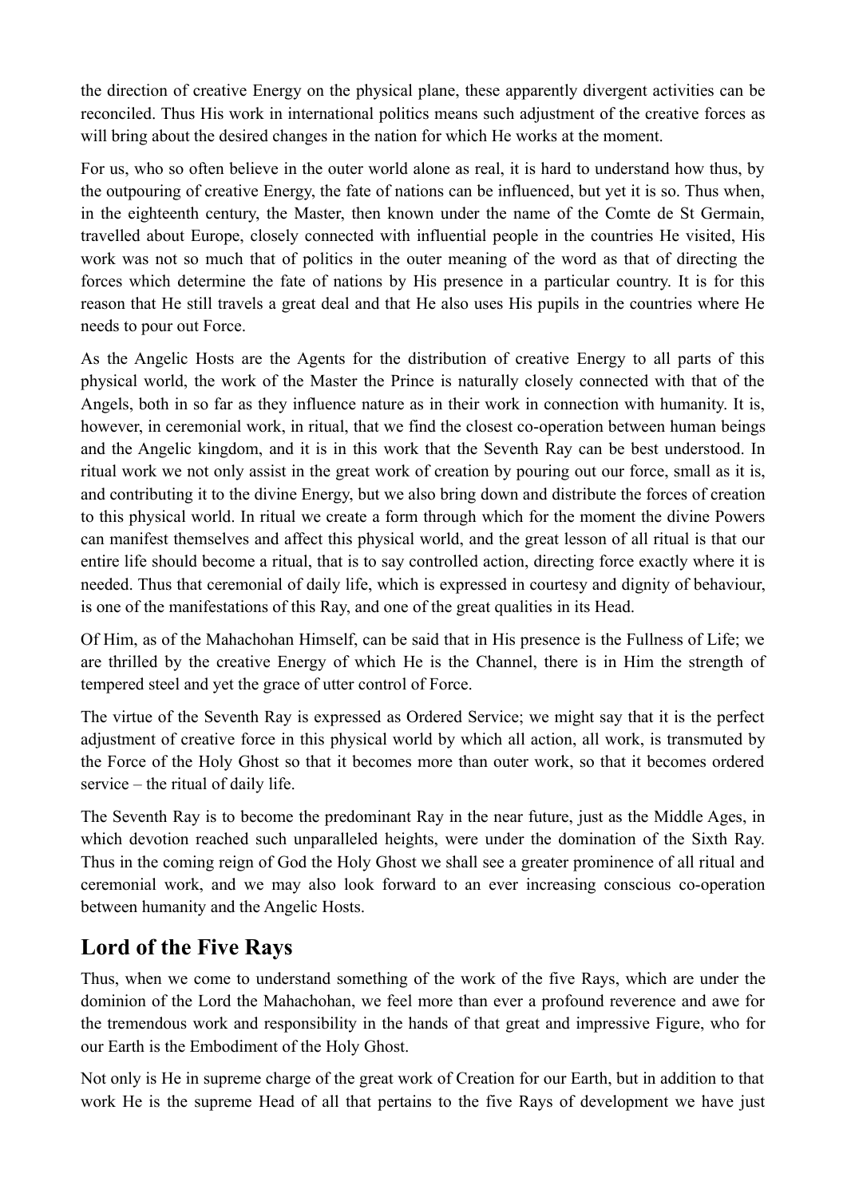the direction of creative Energy on the physical plane, these apparently divergent activities can be reconciled. Thus His work in international politics means such adjustment of the creative forces as will bring about the desired changes in the nation for which He works at the moment.

For us, who so often believe in the outer world alone as real, it is hard to understand how thus, by the outpouring of creative Energy, the fate of nations can be influenced, but yet it is so. Thus when, in the eighteenth century, the Master, then known under the name of the Comte de St Germain, travelled about Europe, closely connected with influential people in the countries He visited, His work was not so much that of politics in the outer meaning of the word as that of directing the forces which determine the fate of nations by His presence in a particular country. It is for this reason that He still travels a great deal and that He also uses His pupils in the countries where He needs to pour out Force.

As the Angelic Hosts are the Agents for the distribution of creative Energy to all parts of this physical world, the work of the Master the Prince is naturally closely connected with that of the Angels, both in so far as they influence nature as in their work in connection with humanity. It is, however, in ceremonial work, in ritual, that we find the closest co-operation between human beings and the Angelic kingdom, and it is in this work that the Seventh Ray can be best understood. In ritual work we not only assist in the great work of creation by pouring out our force, small as it is, and contributing it to the divine Energy, but we also bring down and distribute the forces of creation to this physical world. In ritual we create a form through which for the moment the divine Powers can manifest themselves and affect this physical world, and the great lesson of all ritual is that our entire life should become a ritual, that is to say controlled action, directing force exactly where it is needed. Thus that ceremonial of daily life, which is expressed in courtesy and dignity of behaviour, is one of the manifestations of this Ray, and one of the great qualities in its Head.

Of Him, as of the Mahachohan Himself, can be said that in His presence is the Fullness of Life; we are thrilled by the creative Energy of which He is the Channel, there is in Him the strength of tempered steel and yet the grace of utter control of Force.

The virtue of the Seventh Ray is expressed as Ordered Service; we might say that it is the perfect adjustment of creative force in this physical world by which all action, all work, is transmuted by the Force of the Holy Ghost so that it becomes more than outer work, so that it becomes ordered service – the ritual of daily life.

The Seventh Ray is to become the predominant Ray in the near future, just as the Middle Ages, in which devotion reached such unparalleled heights, were under the domination of the Sixth Ray. Thus in the coming reign of God the Holy Ghost we shall see a greater prominence of all ritual and ceremonial work, and we may also look forward to an ever increasing conscious co-operation between humanity and the Angelic Hosts.

## Lord of the Five Rays

Thus, when we come to understand something of the work of the five Rays, which are under the dominion of the Lord the Mahachohan, we feel more than ever a profound reverence and awe for the tremendous work and responsibility in the hands of that great and impressive Figure, who for our Earth is the Embodiment of the Holy Ghost.

Not only is He in supreme charge of the great work of Creation for our Earth, but in addition to that work He is the supreme Head of all that pertains to the five Rays of development we have just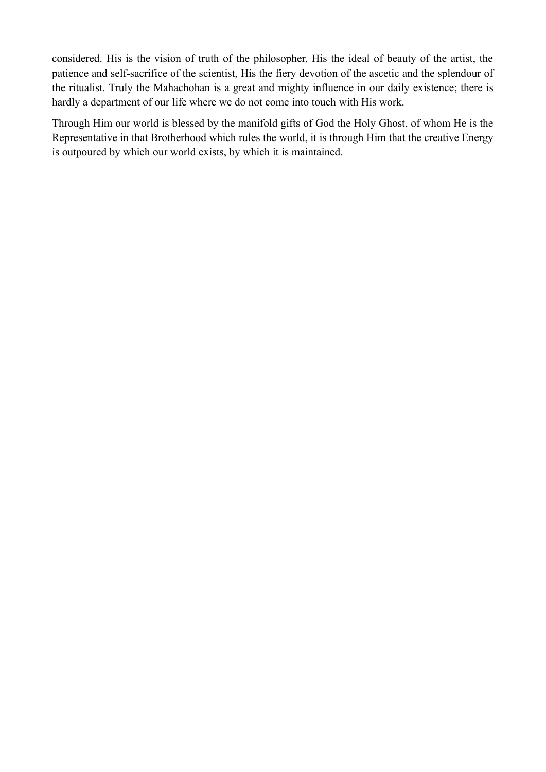considered. His is the vision of truth of the philosopher, His the ideal of beauty of the artist, the patience and self-sacrifice of the scientist, His the fiery devotion of the ascetic and the splendour of the ritualist. Truly the Mahachohan is a great and mighty influence in our daily existence; there is hardly a department of our life where we do not come into touch with His work.

Through Him our world is blessed by the manifold gifts of God the Holy Ghost, of whom He is the Representative in that Brotherhood which rules the world, it is through Him that the creative Energy is outpoured by which our world exists, by which it is maintained.